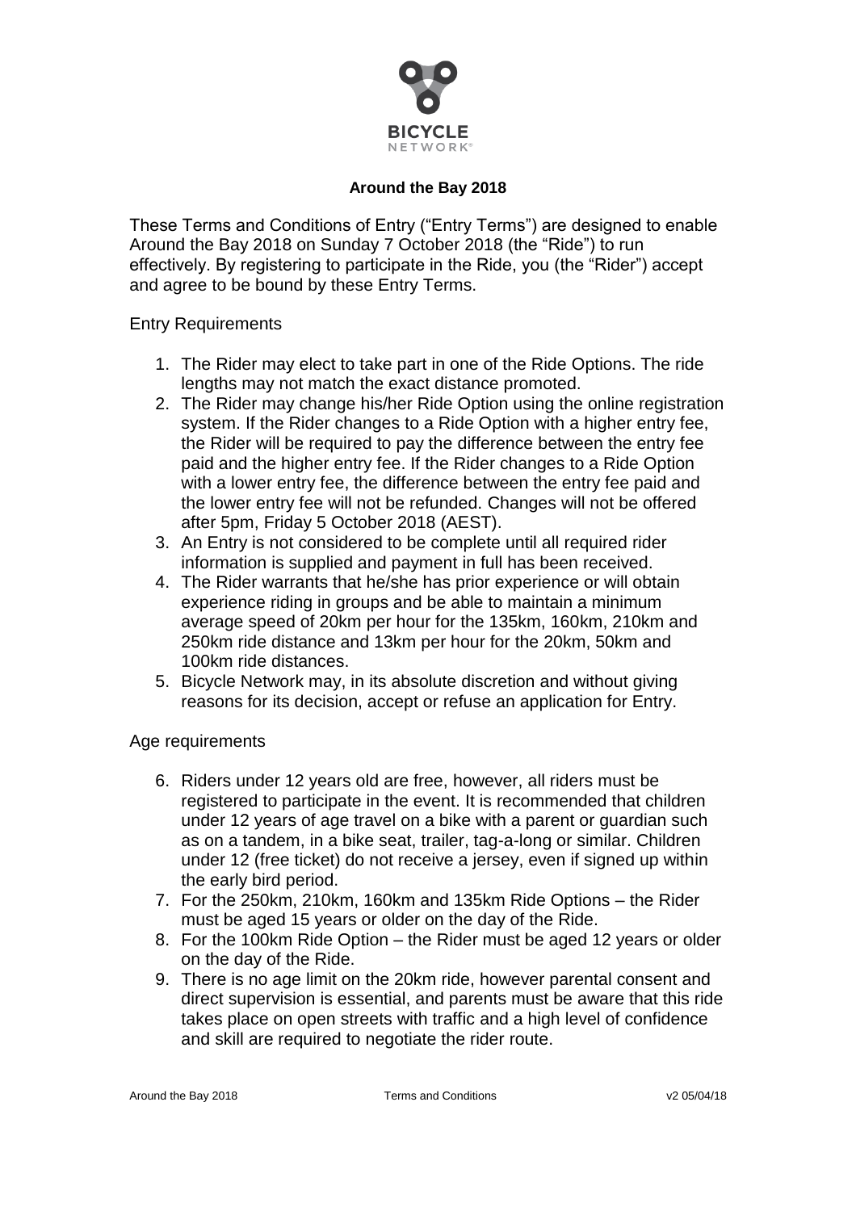BICYCLE NETWORK

# Around the Bay 2018

These Terms and Conditions of Entry ("Entry Terms") are designed to enable Around the Bay 2018 on Sunday 7 October 2018 (the "Ride") to run effectively. By registering to participate in the Ride, you (the "Rider") accept and agree to be bound by these Entry Terms.

## Entry Requirements

1. The Rider may elect to take part in one of the Ride Options. The ride lengths may not match the exact distance promoted.
2. The Rider may change his/her Ride Option using the online registration system. If the Rider changes to a Ride Option with a higher entry fee, the Rider will be required to pay the difference between the entry fee paid and the higher entry fee. If the Rider changes to a Ride Option with a lower entry fee, the difference between the entry fee paid and the lower entry fee will not be refunded. Changes will not be offered after 5pm, Friday 5 October 2018 (AEST).
3. An Entry is not considered to be complete until all required rider information is supplied and payment in full has been received.
4. The Rider warrants that he/she has prior experience or will obtain experience riding in groups and be able to maintain a minimum average speed of 20km per hour for the 135km, 160km, 210km and 250km ride distance and 13km per hour for the 20km, 50km and 100km ride distances.
5. Bicycle Network may, in its absolute discretion and without giving reasons for its decision, accept or refuse an application for Entry.

## Age requirements

6. Riders under 12 years old are free, however, all riders must be registered to participate in the event. It is recommended that children under 12 years of age travel on a bike with a parent or guardian such as on a tandem, in a bike seat, trailer, tag-a-long or similar. Children under 12 (free ticket) do not receive a jersey, even if signed up within the early bird period.
7. For the 250km, 210km, 160km and 135km Ride Options – the Rider must be aged 15 years or older on the day of the Ride.
8. For the 100km Ride Option – the Rider must be aged 12 years or older on the day of the Ride.
9. There is no age limit on the 20km ride, however parental consent and direct supervision is essential, and parents must be aware that this ride takes place on open streets with traffic and a high level of confidence and skill are required to negotiate the rider route.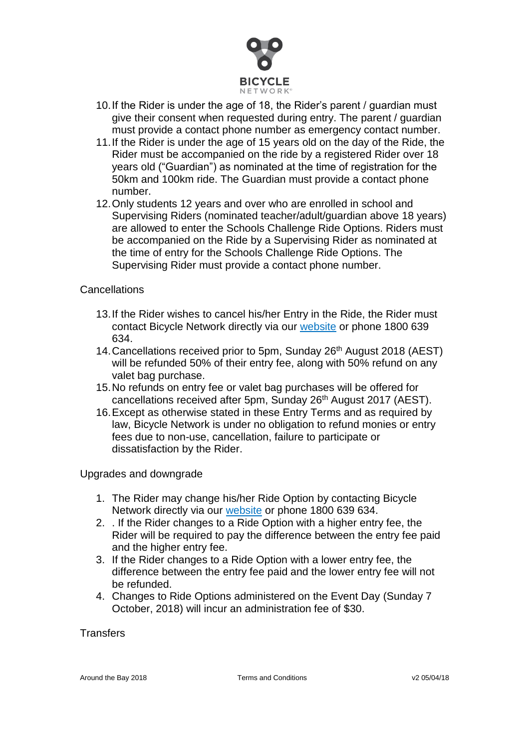10. If the Rider is under the age of 18, the Rider's parent / guardian must give their consent when requested during entry. The parent / guardian must provide a contact phone number as emergency contact number.
11. If the Rider is under the age of 15 years old on the day of the Ride, the Rider must be accompanied on the ride by a registered Rider over 18 years old ("Guardian") as nominated at the time of registration for the 50km and 100km ride. The Guardian must provide a contact phone number.
12. Only students 12 years and over who are enrolled in school and Supervising Riders (nominated teacher/adult/guardian above 18 years) are allowed to enter the Schools Challenge Ride Options. Riders must be accompanied on the Ride by a Supervising Rider as nominated at the time of entry for the Schools Challenge Ride Options. The Supervising Rider must provide a contact phone number.

Cancellations

13. If the Rider wishes to cancel his/her Entry in the Ride, the Rider must contact Bicycle Network directly via our [website](website) or phone 1800 639 634.
14. Cancellations received prior to 5pm, Sunday 26th August 2018 (AEST) will be refunded 50% of their entry fee, along with 50% refund on any valet bag purchase.
15. No refunds on entry fee or valet bag purchases will be offered for cancellations received after 5pm, Sunday 26th August 2017 (AEST).
16. Except as otherwise stated in these Entry Terms and as required by law, Bicycle Network is under no obligation to refund monies or entry fees due to non-use, cancellation, failure to participate or dissatisfaction by the Rider.

Upgrades and downgrade

1. The Rider may change his/her Ride Option by contacting Bicycle Network directly via our [website](website) or phone 1800 639 634.
2. . If the Rider changes to a Ride Option with a higher entry fee, the Rider will be required to pay the difference between the entry fee paid and the higher entry fee.
3. If the Rider changes to a Ride Option with a lower entry fee, the difference between the entry fee paid and the lower entry fee will not be refunded.
4. Changes to Ride Options administered on the Event Day (Sunday 7 October, 2018) will incur an administration fee of $30.

Transfers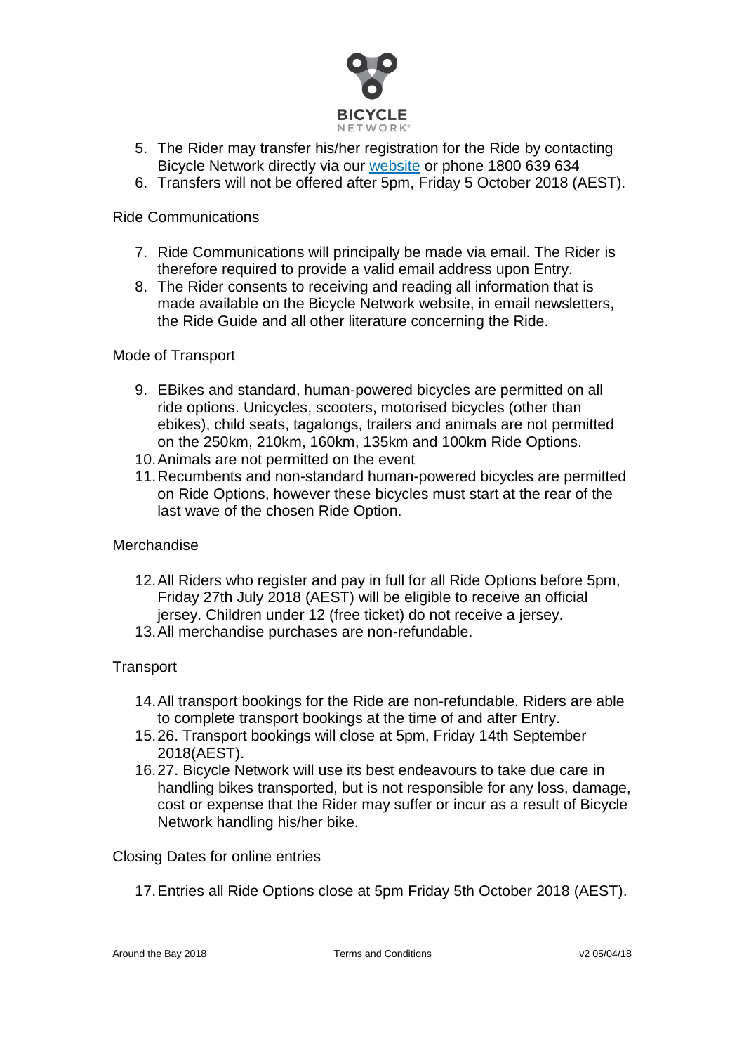5. The Rider may transfer his/her registration for the Ride by contacting Bicycle Network directly via our [website](#) or phone 1800 639 634
6. Transfers will not be offered after 5pm, Friday 5 October 2018 (AEST).

Ride Communications

7. Ride Communications will principally be made via email. The Rider is therefore required to provide a valid email address upon Entry.
8. The Rider consents to receiving and reading all information that is made available on the Bicycle Network website, in email newsletters, the Ride Guide and all other literature concerning the Ride.

Mode of Transport

9. EBikes and standard, human-powered bicycles are permitted on all ride options. Unicycles, scooters, motorised bicycles (other than ebikes), child seats, tagalongs, trailers and animals are not permitted on the 250km, 210km, 160km, 135km and 100km Ride Options.
10. Animals are not permitted on the event
11. Recumbents and non-standard human-powered bicycles are permitted on Ride Options, however these bicycles must start at the rear of the last wave of the chosen Ride Option.

Merchandise

12. All Riders who register and pay in full for all Ride Options before 5pm, Friday 27th July 2018 (AEST) will be eligible to receive an official jersey. Children under 12 (free ticket) do not receive a jersey.
13. All merchandise purchases are non-refundable.

Transport

14. All transport bookings for the Ride are non-refundable. Riders are able to complete transport bookings at the time of and after Entry.
15. 26. Transport bookings will close at 5pm, Friday 14th September 2018(AEST).
16. 27. Bicycle Network will use its best endeavours to take due care in handling bikes transported, but is not responsible for any loss, damage, cost or expense that the Rider may suffer or incur as a result of Bicycle Network handling his/her bike.

Closing Dates for online entries

17. Entries all Ride Options close at 5pm Friday 5th October 2018 (AEST).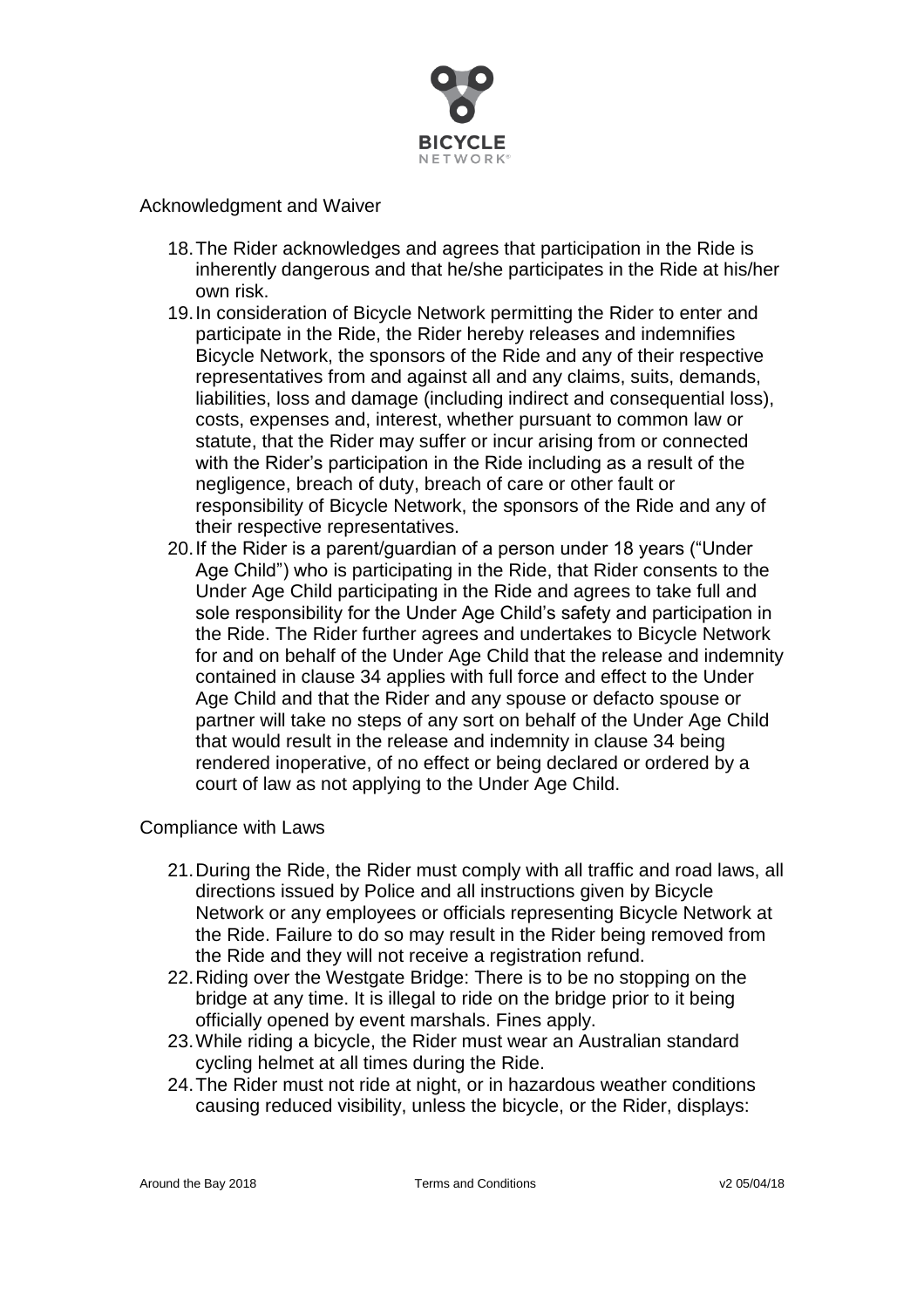## Acknowledgment and Waiver

18. The Rider acknowledges and agrees that participation in the Ride is inherently dangerous and that he/she participates in the Ride at his/her own risk.
19. In consideration of Bicycle Network permitting the Rider to enter and participate in the Ride, the Rider hereby releases and indemnifies Bicycle Network, the sponsors of the Ride and any of their respective representatives from and against all and any claims, suits, demands, liabilities, loss and damage (including indirect and consequential loss), costs, expenses and, interest, whether pursuant to common law or statute, that the Rider may suffer or incur arising from or connected with the Rider's participation in the Ride including as a result of the negligence, breach of duty, breach of care or other fault or responsibility of Bicycle Network, the sponsors of the Ride and any of their respective representatives.
20. If the Rider is a parent/guardian of a person under 18 years ("Under Age Child") who is participating in the Ride, that Rider consents to the Under Age Child participating in the Ride and agrees to take full and sole responsibility for the Under Age Child's safety and participation in the Ride. The Rider further agrees and undertakes to Bicycle Network for and on behalf of the Under Age Child that the release and indemnity contained in clause 34 applies with full force and effect to the Under Age Child and that the Rider and any spouse or defacto spouse or partner will take no steps of any sort on behalf of the Under Age Child that would result in the release and indemnity in clause 34 being rendered inoperative, of no effect or being declared or ordered by a court of law as not applying to the Under Age Child.

## Compliance with Laws

21. During the Ride, the Rider must comply with all traffic and road laws, all directions issued by Police and all instructions given by Bicycle Network or any employees or officials representing Bicycle Network at the Ride. Failure to do so may result in the Rider being removed from the Ride and they will not receive a registration refund.
22. Riding over the Westgate Bridge: There is to be no stopping on the bridge at any time. It is illegal to ride on the bridge prior to it being officially opened by event marshals. Fines apply.
23. While riding a bicycle, the Rider must wear an Australian standard cycling helmet at all times during the Ride.
24. The Rider must not ride at night, or in hazardous weather conditions causing reduced visibility, unless the bicycle, or the Rider, displays: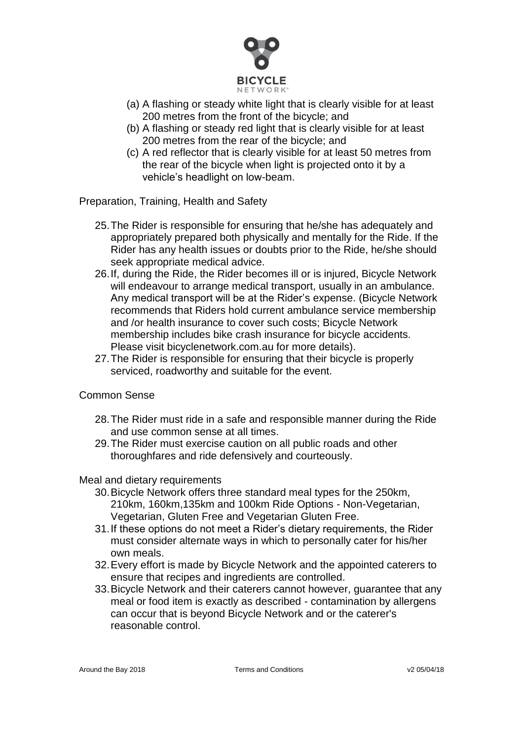(a) A flashing or steady white light that is clearly visible for at least 200 metres from the front of the bicycle; and
(b) A flashing or steady red light that is clearly visible for at least 200 metres from the rear of the bicycle; and
(c) A red reflector that is clearly visible for at least 50 metres from the rear of the bicycle when light is projected onto it by a vehicle's headlight on low-beam.

Preparation, Training, Health and Safety

25. The Rider is responsible for ensuring that he/she has adequately and appropriately prepared both physically and mentally for the Ride. If the Rider has any health issues or doubts prior to the Ride, he/she should seek appropriate medical advice.
26. If, during the Ride, the Rider becomes ill or is injured, Bicycle Network will endeavour to arrange medical transport, usually in an ambulance. Any medical transport will be at the Rider's expense. (Bicycle Network recommends that Riders hold current ambulance service membership and /or health insurance to cover such costs; Bicycle Network membership includes bike crash insurance for bicycle accidents. Please visit bicyclenetwork.com.au for more details).
27. The Rider is responsible for ensuring that their bicycle is properly serviced, roadworthy and suitable for the event.

Common Sense

28. The Rider must ride in a safe and responsible manner during the Ride and use common sense at all times.
29. The Rider must exercise caution on all public roads and other thoroughfares and ride defensively and courteously.

Meal and dietary requirements

30. Bicycle Network offers three standard meal types for the 250km, 210km, 160km,135km and 100km Ride Options - Non-Vegetarian, Vegetarian, Gluten Free and Vegetarian Gluten Free.
31. If these options do not meet a Rider's dietary requirements, the Rider must consider alternate ways in which to personally cater for his/her own meals.
32. Every effort is made by Bicycle Network and the appointed caterers to ensure that recipes and ingredients are controlled.
33. Bicycle Network and their caterers cannot however, guarantee that any meal or food item is exactly as described - contamination by allergens can occur that is beyond Bicycle Network and or the caterer's reasonable control.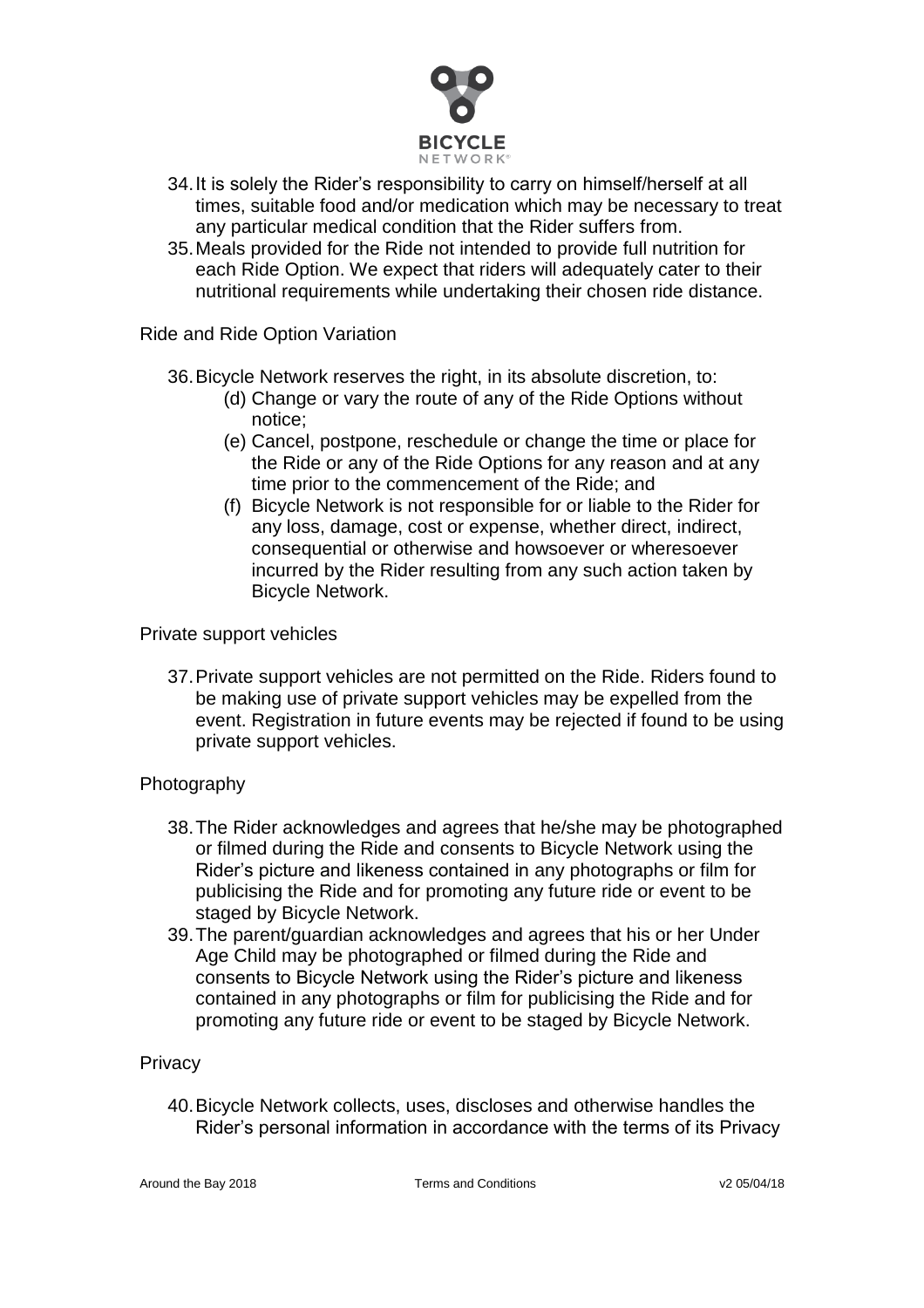34. It is solely the Rider's responsibility to carry on himself/herself at all times, suitable food and/or medication which may be necessary to treat any particular medical condition that the Rider suffers from.
35. Meals provided for the Ride not intended to provide full nutrition for each Ride Option. We expect that riders will adequately cater to their nutritional requirements while undertaking their chosen ride distance.

Ride and Ride Option Variation

36. Bicycle Network reserves the right, in its absolute discretion, to:
    (d) Change or vary the route of any of the Ride Options without notice;
    (e) Cancel, postpone, reschedule or change the time or place for the Ride or any of the Ride Options for any reason and at any time prior to the commencement of the Ride; and
    (f) Bicycle Network is not responsible for or liable to the Rider for any loss, damage, cost or expense, whether direct, indirect, consequential or otherwise and howsoever or wheresoever incurred by the Rider resulting from any such action taken by Bicycle Network.

Private support vehicles

37. Private support vehicles are not permitted on the Ride. Riders found to be making use of private support vehicles may be expelled from the event. Registration in future events may be rejected if found to be using private support vehicles.

Photography

38. The Rider acknowledges and agrees that he/she may be photographed or filmed during the Ride and consents to Bicycle Network using the Rider's picture and likeness contained in any photographs or film for publicising the Ride and for promoting any future ride or event to be staged by Bicycle Network.
39. The parent/guardian acknowledges and agrees that his or her Under Age Child may be photographed or filmed during the Ride and consents to Bicycle Network using the Rider's picture and likeness contained in any photographs or film for publicising the Ride and for promoting any future ride or event to be staged by Bicycle Network.

Privacy

40. Bicycle Network collects, uses, discloses and otherwise handles the Rider's personal information in accordance with the terms of its Privacy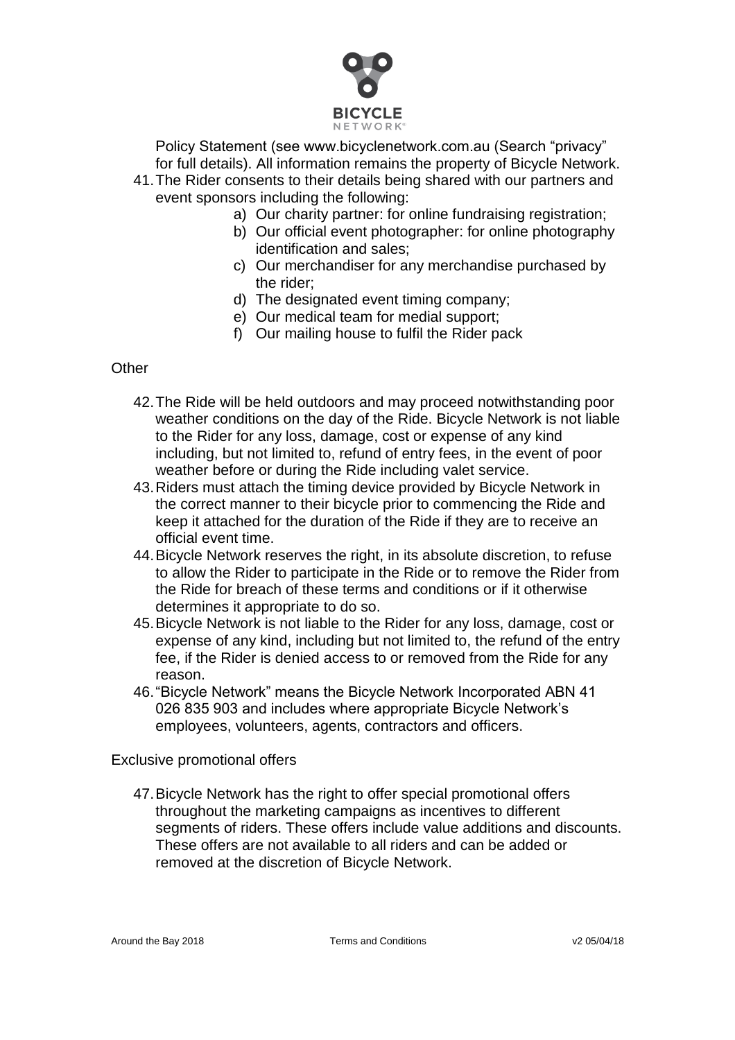Policy Statement (see www.bicyclenetwork.com.au (Search "privacy" for full details). All information remains the property of Bicycle Network.

41. The Rider consents to their details being shared with our partners and event sponsors including the following:
    a) Our charity partner: for online fundraising registration;
    b) Our official event photographer: for online photography identification and sales;
    c) Our merchandiser for any merchandise purchased by the rider;
    d) The designated event timing company;
    e) Our medical team for medial support;
    f) Our mailing house to fulfil the Rider pack

Other

42. The Ride will be held outdoors and may proceed notwithstanding poor weather conditions on the day of the Ride. Bicycle Network is not liable to the Rider for any loss, damage, cost or expense of any kind including, but not limited to, refund of entry fees, in the event of poor weather before or during the Ride including valet service.
43. Riders must attach the timing device provided by Bicycle Network in the correct manner to their bicycle prior to commencing the Ride and keep it attached for the duration of the Ride if they are to receive an official event time.
44. Bicycle Network reserves the right, in its absolute discretion, to refuse to allow the Rider to participate in the Ride or to remove the Rider from the Ride for breach of these terms and conditions or if it otherwise determines it appropriate to do so.
45. Bicycle Network is not liable to the Rider for any loss, damage, cost or expense of any kind, including but not limited to, the refund of the entry fee, if the Rider is denied access to or removed from the Ride for any reason.
46. "Bicycle Network" means the Bicycle Network Incorporated ABN 41 026 835 903 and includes where appropriate Bicycle Network's employees, volunteers, agents, contractors and officers.

Exclusive promotional offers

47. Bicycle Network has the right to offer special promotional offers throughout the marketing campaigns as incentives to different segments of riders. These offers include value additions and discounts. These offers are not available to all riders and can be added or removed at the discretion of Bicycle Network.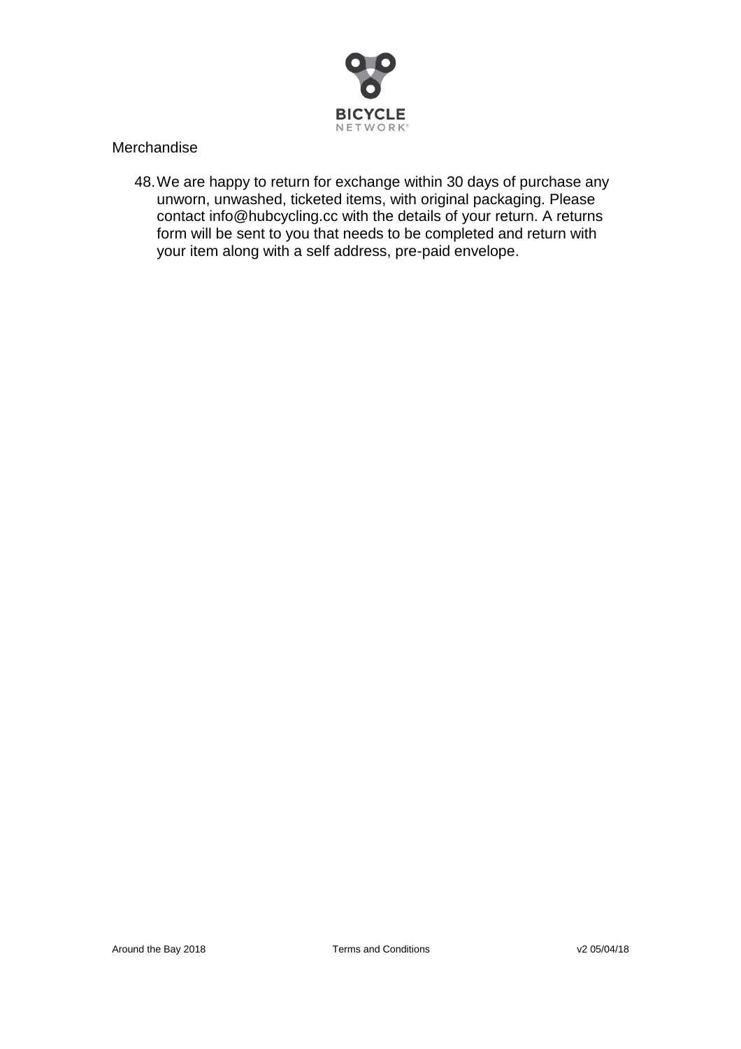Merchandise

48. We are happy to return for exchange within 30 days of purchase any unworn, unwashed, ticketed items, with original packaging. Please contact info@hubcycling.cc with the details of your return. A returns form will be sent to you that needs to be completed and return with your item along with a self address, pre-paid envelope.